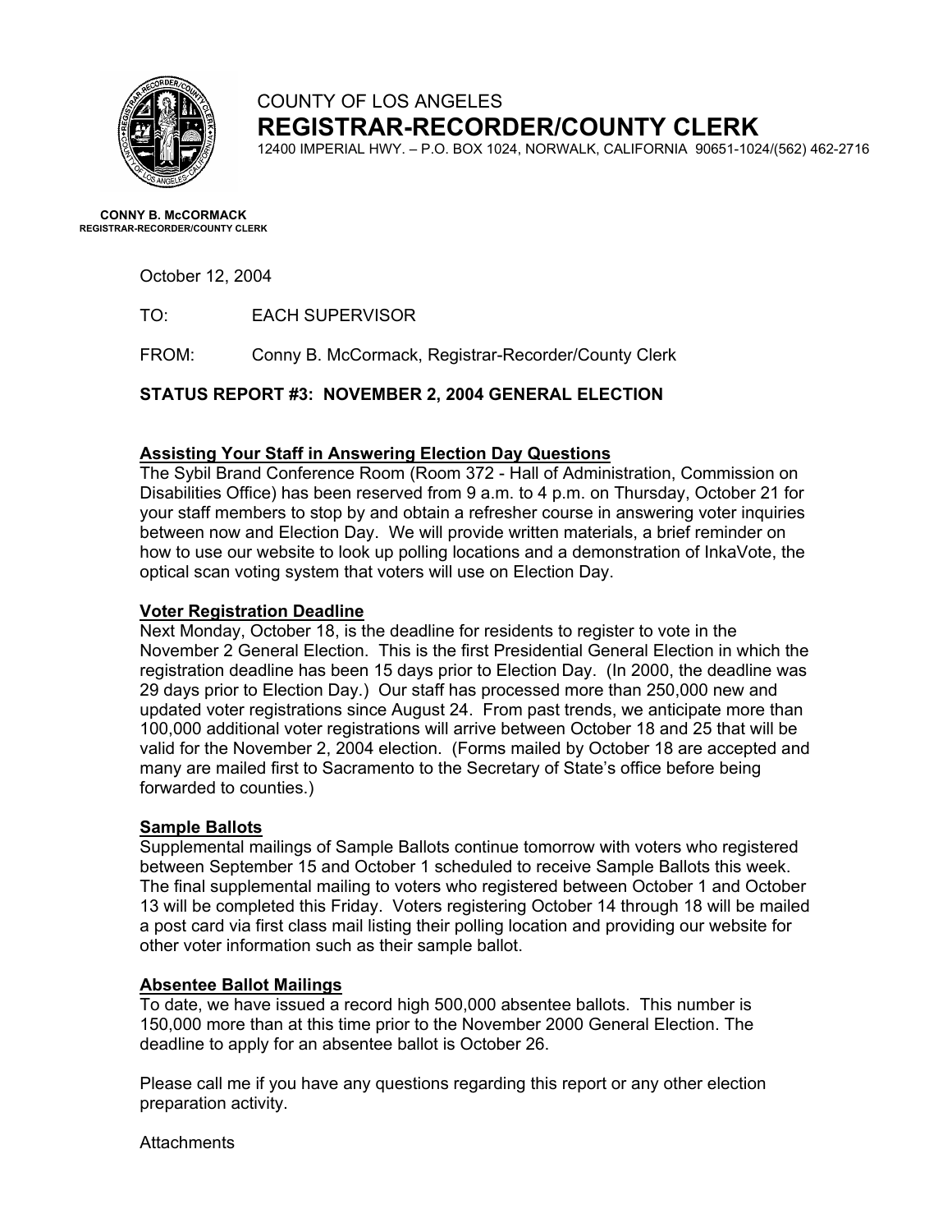COUNTY OF LOS ANGELES

# REGISTRAR-RECORDER/COUNTY CLERK

12400 IMPERIAL HWY. – P.O. BOX 1024, NORWALK, CALIFORNIA 90651-1024/(562) 462-2716

**CONNY B. McCORMACK**
**REGISTRAR-RECORDER/COUNTY CLERK**

October 12, 2004

TO: EACH SUPERVISOR

FROM: Conny B. McCormack, Registrar-Recorder/County Clerk

## STATUS REPORT #3: NOVEMBER 2, 2004 GENERAL ELECTION

### Assisting Your Staff in Answering Election Day Questions

The Sybil Brand Conference Room (Room 372 - Hall of Administration, Commission on Disabilities Office) has been reserved from 9 a.m. to 4 p.m. on Thursday, October 21 for your staff members to stop by and obtain a refresher course in answering voter inquiries between now and Election Day. We will provide written materials, a brief reminder on how to use our website to look up polling locations and a demonstration of InkaVote, the optical scan voting system that voters will use on Election Day.

### Voter Registration Deadline

Next Monday, October 18, is the deadline for residents to register to vote in the November 2 General Election. This is the first Presidential General Election in which the registration deadline has been 15 days prior to Election Day. (In 2000, the deadline was 29 days prior to Election Day.) Our staff has processed more than 250,000 new and updated voter registrations since August 24. From past trends, we anticipate more than 100,000 additional voter registrations will arrive between October 18 and 25 that will be valid for the November 2, 2004 election. (Forms mailed by October 18 are accepted and many are mailed first to Sacramento to the Secretary of State's office before being forwarded to counties.)

### Sample Ballots

Supplemental mailings of Sample Ballots continue tomorrow with voters who registered between September 15 and October 1 scheduled to receive Sample Ballots this week. The final supplemental mailing to voters who registered between October 1 and October 13 will be completed this Friday. Voters registering October 14 through 18 will be mailed a post card via first class mail listing their polling location and providing our website for other voter information such as their sample ballot.

### Absentee Ballot Mailings

To date, we have issued a record high 500,000 absentee ballots. This number is 150,000 more than at this time prior to the November 2000 General Election. The deadline to apply for an absentee ballot is October 26.

Please call me if you have any questions regarding this report or any other election preparation activity.

Attachments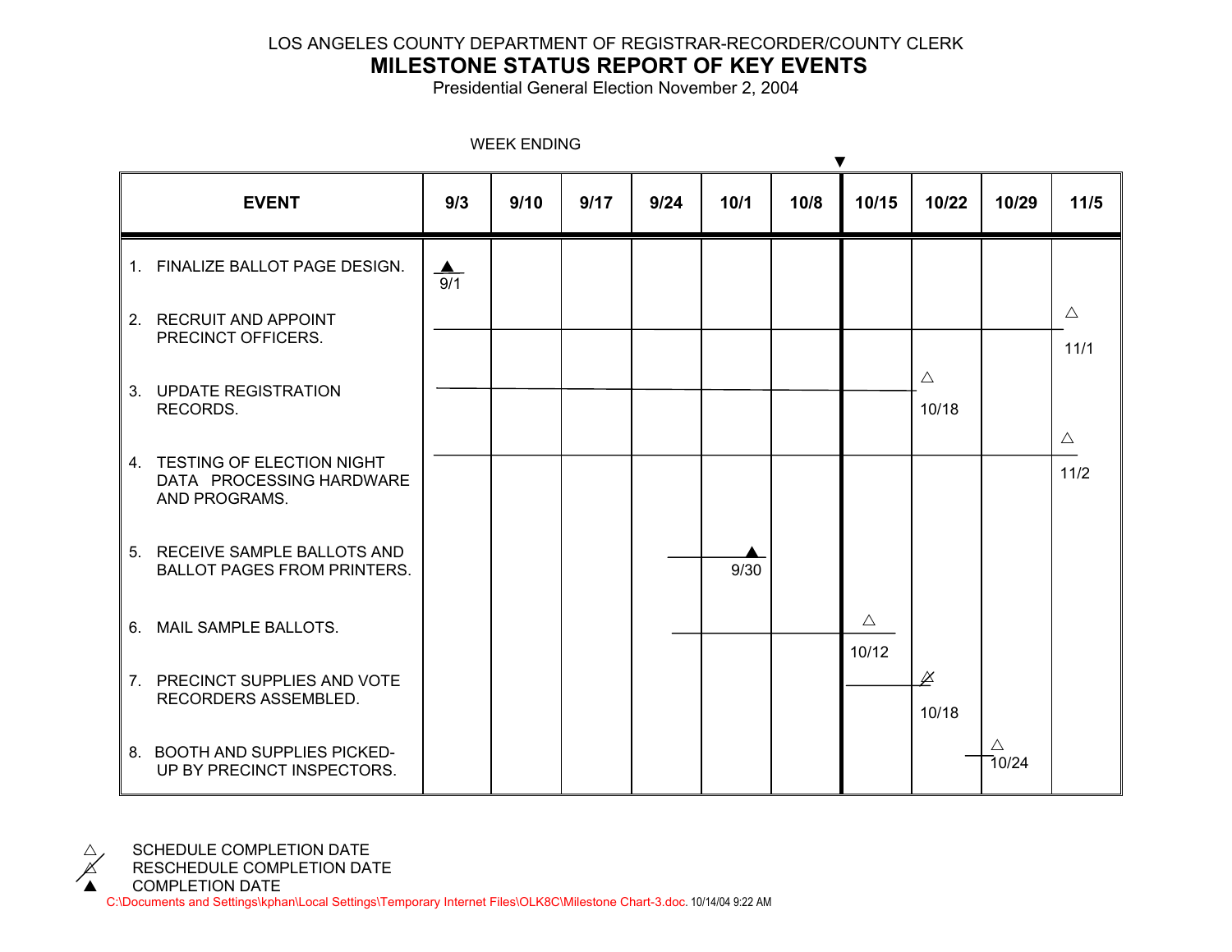LOS ANGELES COUNTY DEPARTMENT OF REGISTRAR-RECORDER/COUNTY CLERK

# MILESTONE STATUS REPORT OF KEY EVENTS

Presidential General Election November 2, 2004

WEEK ENDING

| EVENT | 9/3 | 9/10 | 9/17 | 9/24 | 10/1 | 10/8 | 10/15 | 10/22 | 10/29 | 11/5 |
|---|---|---|---|---|---|---|---|---|---|---|
| 1. FINALIZE BALLOT PAGE DESIGN. | ▲ 9/1 | | | | | | | | | |
| 2. RECRUIT AND APPOINT PRECINCT OFFICERS. | | | | | | | | | | △ 11/1 |
| 3. UPDATE REGISTRATION RECORDS. | | | | | | | | △ 10/18 | | |
| 4. TESTING OF ELECTION NIGHT DATA PROCESSING HARDWARE AND PROGRAMS. | | | | | | | | | | △ 11/2 |
| 5. RECEIVE SAMPLE BALLOTS AND BALLOT PAGES FROM PRINTERS. | | | | | ▲ 9/30 | | | | | |
| 6. MAIL SAMPLE BALLOTS. | | | | | | | △ 10/12 | | | |
| 7. PRECINCT SUPPLIES AND VOTE RECORDERS ASSEMBLED. | | | | | | | | ⍻ 10/18 | | |
| 8. BOOTH AND SUPPLIES PICKED-UP BY PRECINCT INSPECTORS. | | | | | | | | | △ 10/24 | |

△ SCHEDULE COMPLETION DATE

⍻ RESCHEDULE COMPLETION DATE

▲ COMPLETION DATE

C:\Documents and Settings\kphan\Local Settings\Temporary Internet Files\OLK8C\Milestone Chart-3.doc. 10/14/04 9:22 AM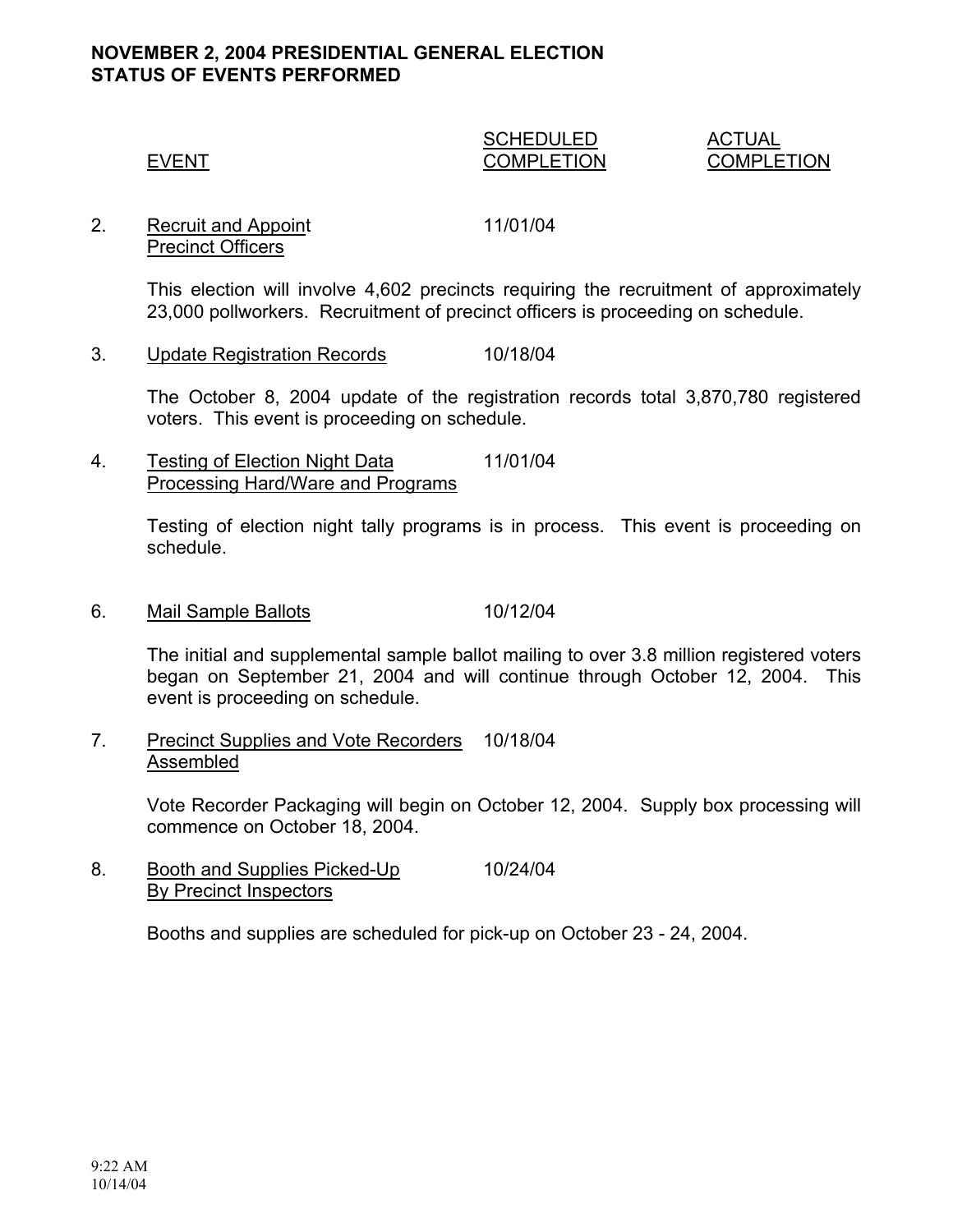**NOVEMBER 2, 2004 PRESIDENTIAL GENERAL ELECTION**
**STATUS OF EVENTS PERFORMED**

| | EVENT | SCHEDULED COMPLETION | ACTUAL COMPLETION |
|---|---|---|---|
| 2. | Recruit and Appoint Precinct Officers | 11/01/04 | |

This election will involve 4,602 precincts requiring the recruitment of approximately 23,000 pollworkers. Recruitment of precinct officers is proceeding on schedule.

| | EVENT | SCHEDULED COMPLETION | ACTUAL COMPLETION |
|---|---|---|---|
| 3. | Update Registration Records | 10/18/04 | |

The October 8, 2004 update of the registration records total 3,870,780 registered voters. This event is proceeding on schedule.

| | EVENT | SCHEDULED COMPLETION | ACTUAL COMPLETION |
|---|---|---|---|
| 4. | Testing of Election Night Data Processing Hard/Ware and Programs | 11/01/04 | |

Testing of election night tally programs is in process. This event is proceeding on schedule.

| | EVENT | SCHEDULED COMPLETION | ACTUAL COMPLETION |
|---|---|---|---|
| 6. | Mail Sample Ballots | 10/12/04 | |

The initial and supplemental sample ballot mailing to over 3.8 million registered voters began on September 21, 2004 and will continue through October 12, 2004. This event is proceeding on schedule.

| | EVENT | SCHEDULED COMPLETION | ACTUAL COMPLETION |
|---|---|---|---|
| 7. | Precinct Supplies and Vote Recorders Assembled | 10/18/04 | |

Vote Recorder Packaging will begin on October 12, 2004. Supply box processing will commence on October 18, 2004.

| | EVENT | SCHEDULED COMPLETION | ACTUAL COMPLETION |
|---|---|---|---|
| 8. | Booth and Supplies Picked-Up By Precinct Inspectors | 10/24/04 | |

Booths and supplies are scheduled for pick-up on October 23 - 24, 2004.

9:22 AM
10/14/04